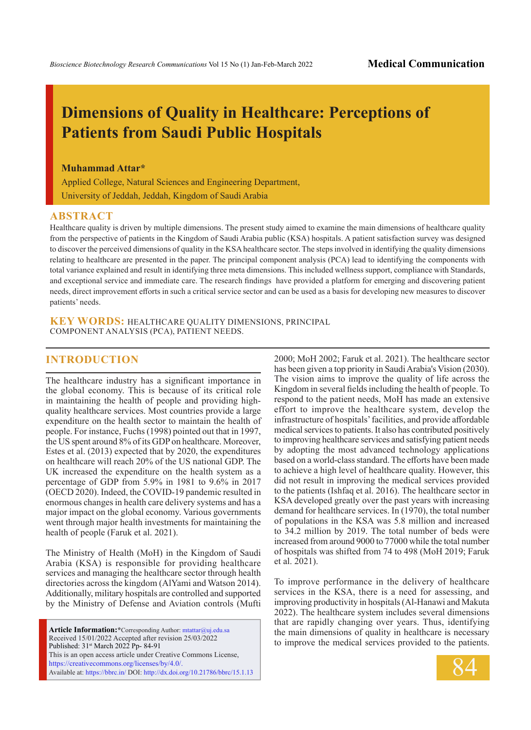Medical Communication

# Dimensions of Quality in Healthcare: Perceptions of Patients from Saudi Public Hospitals

**Muhammad Attar***

Applied College, Natural Sciences and Engineering Department,
University of Jeddah, Jeddah, Kingdom of Saudi Arabia

## ABSTRACT

Healthcare quality is driven by multiple dimensions. The present study aimed to examine the main dimensions of healthcare quality from the perspective of patients in the Kingdom of Saudi Arabia public (KSA) hospitals. A patient satisfaction survey was designed to discover the perceived dimensions of quality in the KSA healthcare sector. The steps involved in identifying the quality dimensions relating to healthcare are presented in the paper. The principal component analysis (PCA) lead to identifying the components with total variance explained and result in identifying three meta dimensions. This included wellness support, compliance with Standards, and exceptional service and immediate care. The research findings have provided a platform for emerging and discovering patient needs, direct improvement efforts in such a critical service sector and can be used as a basis for developing new measures to discover patients' needs.

**KEY WORDS:** HEALTHCARE QUALITY DIMENSIONS, PRINCIPAL COMPONENT ANALYSIS (PCA), PATIENT NEEDS.

## INTRODUCTION

The healthcare industry has a significant importance in the global economy. This is because of its critical role in maintaining the health of people and providing high-quality healthcare services. Most countries provide a large expenditure on the health sector to maintain the health of people. For instance, Fuchs (1998) pointed out that in 1997, the US spent around 8% of its GDP on healthcare. Moreover, Estes et al. (2013) expected that by 2020, the expenditures on healthcare will reach 20% of the US national GDP. The UK increased the expenditure on the health system as a percentage of GDP from 5.9% in 1981 to 9.6% in 2017 (OECD 2020). Indeed, the COVID-19 pandemic resulted in enormous changes in health care delivery systems and has a major impact on the global economy. Various governments went through major health investments for maintaining the health of people (Faruk et al. 2021).

The Ministry of Health (MoH) in the Kingdom of Saudi Arabia (KSA) is responsible for providing healthcare services and managing the healthcare sector through health directories across the kingdom (AlYami and Watson 2014). Additionally, military hospitals are controlled and supported by the Ministry of Defense and Aviation controls (Mufti 2000; MoH 2002; Faruk et al. 2021). The healthcare sector has been given a top priority in Saudi Arabia's Vision (2030). The vision aims to improve the quality of life across the Kingdom in several fields including the health of people. To respond to the patient needs, MoH has made an extensive effort to improve the healthcare system, develop the infrastructure of hospitals' facilities, and provide affordable medical services to patients. It also has contributed positively to improving healthcare services and satisfying patient needs by adopting the most advanced technology applications based on a world-class standard. The efforts have been made to achieve a high level of healthcare quality. However, this did not result in improving the medical services provided to the patients (Ishfaq et al. 2016). The healthcare sector in KSA developed greatly over the past years with increasing demand for healthcare services. In (1970), the total number of populations in the KSA was 5.8 million and increased to 34.2 million by 2019. The total number of beds were increased from around 9000 to 77000 while the total number of hospitals was shifted from 74 to 498 (MoH 2019; Faruk et al. 2021).

To improve performance in the delivery of healthcare services in the KSA, there is a need for assessing, and improving productivity in hospitals (Al-Hanawi and Makuta 2022). The healthcare system includes several dimensions that are rapidly changing over years. Thus, identifying the main dimensions of quality in healthcare is necessary to improve the medical services provided to the patients.

**Article Information:***Corresponding Author: mtattar@uj.edu.sa
Received 15/01/2022 Accepted after revision 25/03/2022
Published: 31st March 2022 Pp- 84-91
This is an open access article under Creative Commons License, https://creativecommons.org/licenses/by/4.0/.
Available at: https://bbrc.in/ DOI: http://dx.doi.org/10.21786/bbrc/15.1.13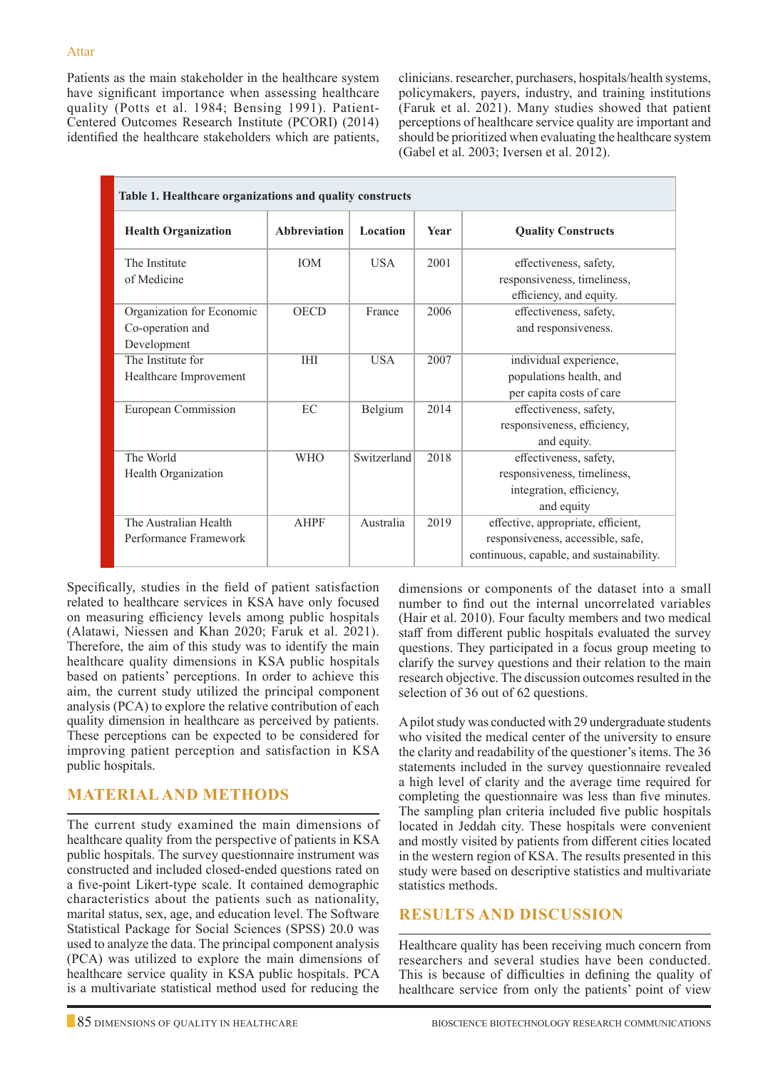Patients as the main stakeholder in the healthcare system have significant importance when assessing healthcare quality (Potts et al. 1984; Bensing 1991). Patient-Centered Outcomes Research Institute (PCORI) (2014) identified the healthcare stakeholders which are patients, clinicians. researcher, purchasers, hospitals/health systems, policymakers, payers, industry, and training institutions (Faruk et al. 2021). Many studies showed that patient perceptions of healthcare service quality are important and should be prioritized when evaluating the healthcare system (Gabel et al. 2003; Iversen et al. 2012).

**Table 1. Healthcare organizations and quality constructs**

| Health Organization | Abbreviation | Location | Year | Quality Constructs |
|---|---|---|---|---|
| The Institute of Medicine | IOM | USA | 2001 | effectiveness, safety, responsiveness, timeliness, efficiency, and equity. |
| Organization for Economic Co-operation and Development | OECD | France | 2006 | effectiveness, safety, and responsiveness. |
| The Institute for Healthcare Improvement | IHI | USA | 2007 | individual experience, populations health, and per capita costs of care |
| European Commission | EC | Belgium | 2014 | effectiveness, safety, responsiveness, efficiency, and equity. |
| The World Health Organization | WHO | Switzerland | 2018 | effectiveness, safety, responsiveness, timeliness, integration, efficiency, and equity |
| The Australian Health Performance Framework | AHPF | Australia | 2019 | effective, appropriate, efficient, responsiveness, accessible, safe, continuous, capable, and sustainability. |

Specifically, studies in the field of patient satisfaction related to healthcare services in KSA have only focused on measuring efficiency levels among public hospitals (Alatawi, Niessen and Khan 2020; Faruk et al. 2021). Therefore, the aim of this study was to identify the main healthcare quality dimensions in KSA public hospitals based on patients' perceptions. In order to achieve this aim, the current study utilized the principal component analysis (PCA) to explore the relative contribution of each quality dimension in healthcare as perceived by patients. These perceptions can be expected to be considered for improving patient perception and satisfaction in KSA public hospitals.

## MATERIAL AND METHODS

The current study examined the main dimensions of healthcare quality from the perspective of patients in KSA public hospitals. The survey questionnaire instrument was constructed and included closed-ended questions rated on a five-point Likert-type scale. It contained demographic characteristics about the patients such as nationality, marital status, sex, age, and education level. The Software Statistical Package for Social Sciences (SPSS) 20.0 was used to analyze the data. The principal component analysis (PCA) was utilized to explore the main dimensions of healthcare service quality in KSA public hospitals. PCA is a multivariate statistical method used for reducing the dimensions or components of the dataset into a small number to find out the internal uncorrelated variables (Hair et al. 2010). Four faculty members and two medical staff from different public hospitals evaluated the survey questions. They participated in a focus group meeting to clarify the survey questions and their relation to the main research objective. The discussion outcomes resulted in the selection of 36 out of 62 questions.

A pilot study was conducted with 29 undergraduate students who visited the medical center of the university to ensure the clarity and readability of the questioner's items. The 36 statements included in the survey questionnaire revealed a high level of clarity and the average time required for completing the questionnaire was less than five minutes. The sampling plan criteria included five public hospitals located in Jeddah city. These hospitals were convenient and mostly visited by patients from different cities located in the western region of KSA. The results presented in this study were based on descriptive statistics and multivariate statistics methods.

## RESULTS AND DISCUSSION

Healthcare quality has been receiving much concern from researchers and several studies have been conducted. This is because of difficulties in defining the quality of healthcare service from only the patients' point of view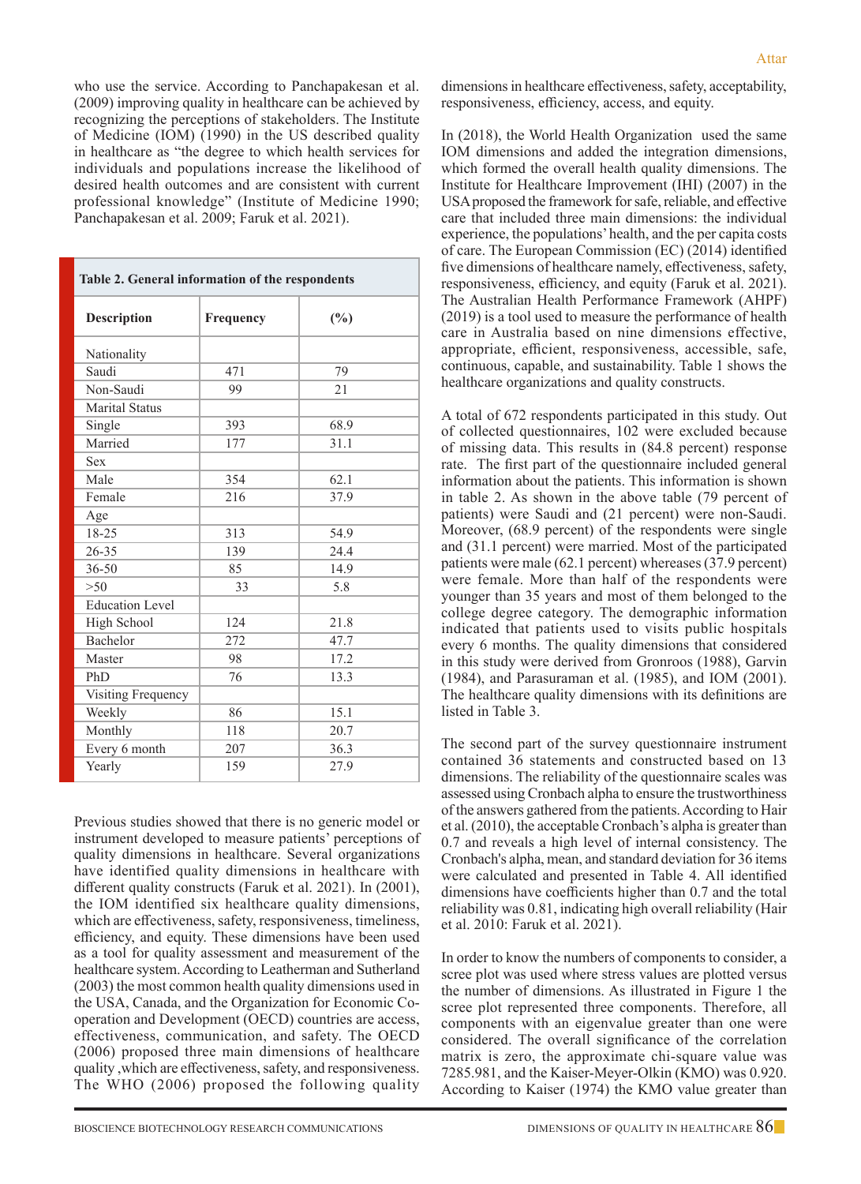who use the service. According to Panchapakesan et al. (2009) improving quality in healthcare can be achieved by recognizing the perceptions of stakeholders. The Institute of Medicine (IOM) (1990) in the US described quality in healthcare as "the degree to which health services for individuals and populations increase the likelihood of desired health outcomes and are consistent with current professional knowledge" (Institute of Medicine 1990; Panchapakesan et al. 2009; Faruk et al. 2021).

**Table 2. General information of the respondents**

| Description | Frequency | (%) |
|---|---|---|
| Nationality | | |
| Saudi | 471 | 79 |
| Non-Saudi | 99 | 21 |
| Marital Status | | |
| Single | 393 | 68.9 |
| Married | 177 | 31.1 |
| Sex | | |
| Male | 354 | 62.1 |
| Female | 216 | 37.9 |
| Age | | |
| 18-25 | 313 | 54.9 |
| 26-35 | 139 | 24.4 |
| 36-50 | 85 | 14.9 |
| >50 | 33 | 5.8 |
| Education Level | | |
| High School | 124 | 21.8 |
| Bachelor | 272 | 47.7 |
| Master | 98 | 17.2 |
| PhD | 76 | 13.3 |
| Visiting Frequency | | |
| Weekly | 86 | 15.1 |
| Monthly | 118 | 20.7 |
| Every 6 month | 207 | 36.3 |
| Yearly | 159 | 27.9 |

Previous studies showed that there is no generic model or instrument developed to measure patients' perceptions of quality dimensions in healthcare. Several organizations have identified quality dimensions in healthcare with different quality constructs (Faruk et al. 2021). In (2001), the IOM identified six healthcare quality dimensions, which are effectiveness, safety, responsiveness, timeliness, efficiency, and equity. These dimensions have been used as a tool for quality assessment and measurement of the healthcare system. According to Leatherman and Sutherland (2003) the most common health quality dimensions used in the USA, Canada, and the Organization for Economic Co-operation and Development (OECD) countries are access, effectiveness, communication, and safety. The OECD (2006) proposed three main dimensions of healthcare quality ,which are effectiveness, safety, and responsiveness. The WHO (2006) proposed the following quality dimensions in healthcare effectiveness, safety, acceptability, responsiveness, efficiency, access, and equity.

In (2018), the World Health Organization used the same IOM dimensions and added the integration dimensions, which formed the overall health quality dimensions. The Institute for Healthcare Improvement (IHI) (2007) in the USA proposed the framework for safe, reliable, and effective care that included three main dimensions: the individual experience, the populations' health, and the per capita costs of care. The European Commission (EC) (2014) identified five dimensions of healthcare namely, effectiveness, safety, responsiveness, efficiency, and equity (Faruk et al. 2021). The Australian Health Performance Framework (AHPF) (2019) is a tool used to measure the performance of health care in Australia based on nine dimensions effective, appropriate, efficient, responsiveness, accessible, safe, continuous, capable, and sustainability. Table 1 shows the healthcare organizations and quality constructs.

A total of 672 respondents participated in this study. Out of collected questionnaires, 102 were excluded because of missing data. This results in (84.8 percent) response rate. The first part of the questionnaire included general information about the patients. This information is shown in table 2. As shown in the above table (79 percent of patients) were Saudi and (21 percent) were non-Saudi. Moreover, (68.9 percent) of the respondents were single and (31.1 percent) were married. Most of the participated patients were male (62.1 percent) whereases (37.9 percent) were female. More than half of the respondents were younger than 35 years and most of them belonged to the college degree category. The demographic information indicated that patients used to visits public hospitals every 6 months. The quality dimensions that considered in this study were derived from Gronroos (1988), Garvin (1984), and Parasuraman et al. (1985), and IOM (2001). The healthcare quality dimensions with its definitions are listed in Table 3.

The second part of the survey questionnaire instrument contained 36 statements and constructed based on 13 dimensions. The reliability of the questionnaire scales was assessed using Cronbach alpha to ensure the trustworthiness of the answers gathered from the patients. According to Hair et al. (2010), the acceptable Cronbach's alpha is greater than 0.7 and reveals a high level of internal consistency. The Cronbach's alpha, mean, and standard deviation for 36 items were calculated and presented in Table 4. All identified dimensions have coefficients higher than 0.7 and the total reliability was 0.81, indicating high overall reliability (Hair et al. 2010: Faruk et al. 2021).

In order to know the numbers of components to consider, a scree plot was used where stress values are plotted versus the number of dimensions. As illustrated in Figure 1 the scree plot represented three components. Therefore, all components with an eigenvalue greater than one were considered. The overall significance of the correlation matrix is zero, the approximate chi-square value was 7285.981, and the Kaiser-Meyer-Olkin (KMO) was 0.920. According to Kaiser (1974) the KMO value greater than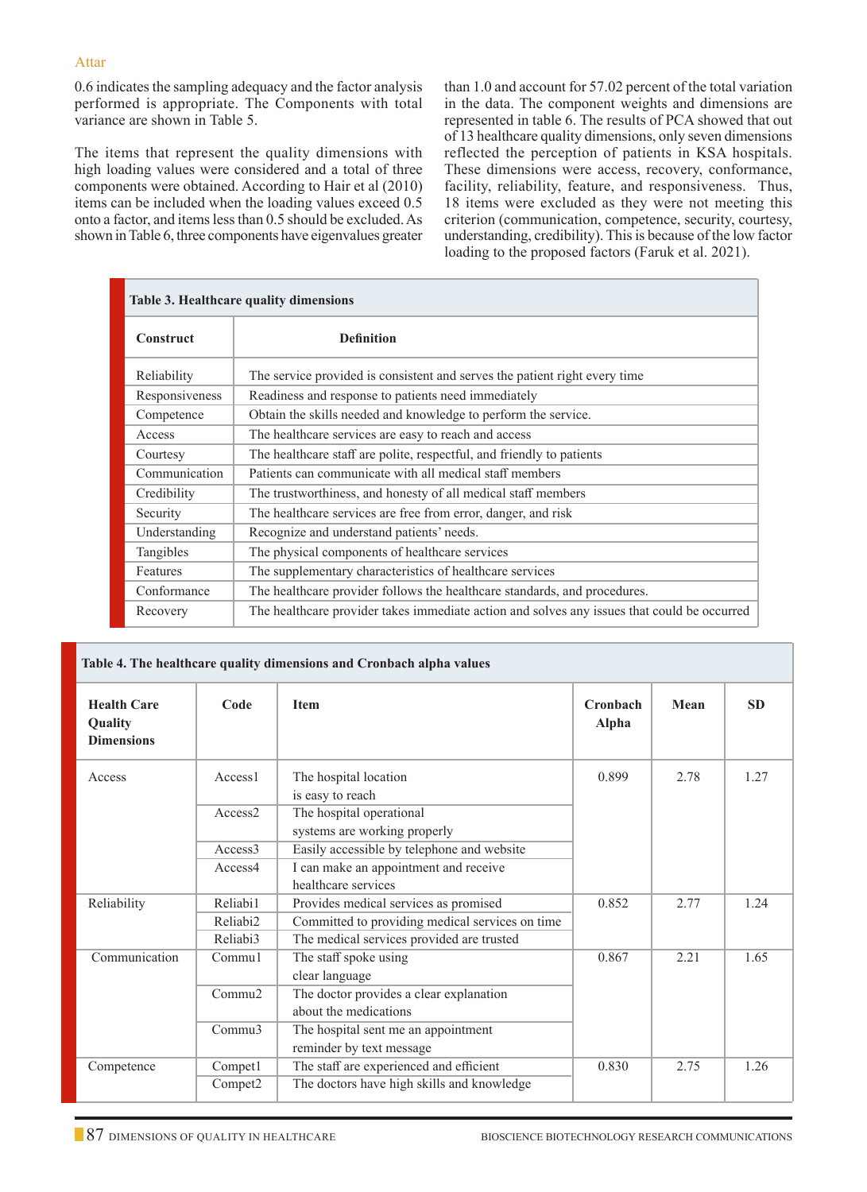0.6 indicates the sampling adequacy and the factor analysis performed is appropriate. The Components with total variance are shown in Table 5.

The items that represent the quality dimensions with high loading values were considered and a total of three components were obtained. According to Hair et al (2010) items can be included when the loading values exceed 0.5 onto a factor, and items less than 0.5 should be excluded. As shown in Table 6, three components have eigenvalues greater than 1.0 and account for 57.02 percent of the total variation in the data. The component weights and dimensions are represented in table 6. The results of PCA showed that out of 13 healthcare quality dimensions, only seven dimensions reflected the perception of patients in KSA hospitals. These dimensions were access, recovery, conformance, facility, reliability, feature, and responsiveness. Thus, 18 items were excluded as they were not meeting this criterion (communication, competence, security, courtesy, understanding, credibility). This is because of the low factor loading to the proposed factors (Faruk et al. 2021).

**Table 3. Healthcare quality dimensions**

| Construct | Definition |
|---|---|
| Reliability | The service provided is consistent and serves the patient right every time |
| Responsiveness | Readiness and response to patients need immediately |
| Competence | Obtain the skills needed and knowledge to perform the service. |
| Access | The healthcare services are easy to reach and access |
| Courtesy | The healthcare staff are polite, respectful, and friendly to patients |
| Communication | Patients can communicate with all medical staff members |
| Credibility | The trustworthiness, and honesty of all medical staff members |
| Security | The healthcare services are free from error, danger, and risk |
| Understanding | Recognize and understand patients' needs. |
| Tangibles | The physical components of healthcare services |
| Features | The supplementary characteristics of healthcare services |
| Conformance | The healthcare provider follows the healthcare standards, and procedures. |
| Recovery | The healthcare provider takes immediate action and solves any issues that could be occurred |

**Table 4. The healthcare quality dimensions and Cronbach alpha values**

| Health Care Quality Dimensions | Code | Item | Cronbach Alpha | Mean | SD |
|---|---|---|---|---|---|
| Access | Access1 | The hospital location is easy to reach | 0.899 | 2.78 | 1.27 |
| | Access2 | The hospital operational systems are working properly | | | |
| | Access3 | Easily accessible by telephone and website | | | |
| | Access4 | I can make an appointment and receive healthcare services | | | |
| Reliability | Reliabi1 | Provides medical services as promised | 0.852 | 2.77 | 1.24 |
| | Reliabi2 | Committed to providing medical services on time | | | |
| | Reliabi3 | The medical services provided are trusted | | | |
| Communication | Commu1 | The staff spoke using clear language | 0.867 | 2.21 | 1.65 |
| | Commu2 | The doctor provides a clear explanation about the medications | | | |
| | Commu3 | The hospital sent me an appointment reminder by text message | | | |
| Competence | Compet1 | The staff are experienced and efficient | 0.830 | 2.75 | 1.26 |
| | Compet2 | The doctors have high skills and knowledge | | | |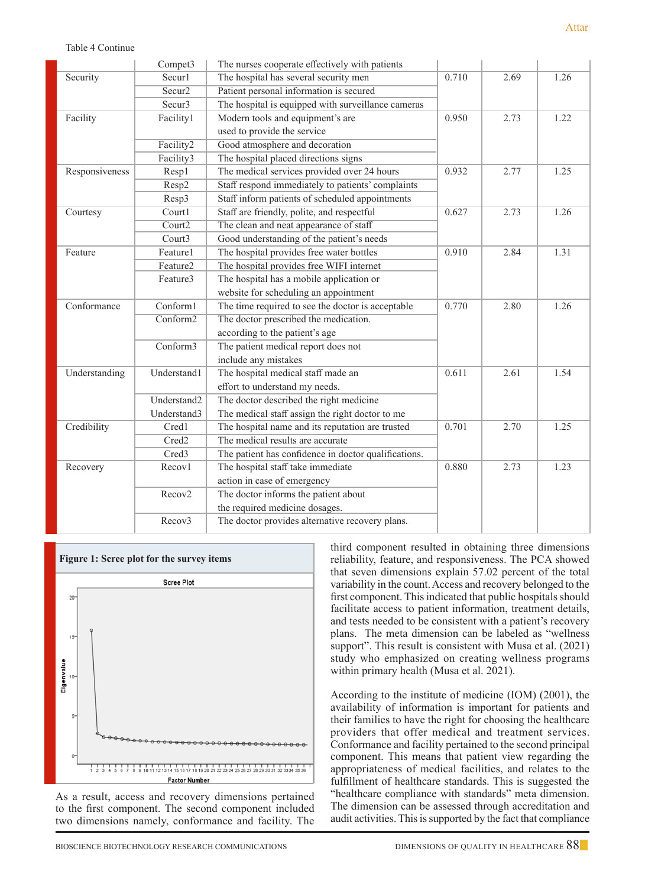Table 4 Continue

| | | | | | |
|---|---|---|---|---|---|
| | Compet3 | The nurses cooperate effectively with patients | | | |
| Security | Secur1 | The hospital has several security men | 0.710 | 2.69 | 1.26 |
| | Secur2 | Patient personal information is secured | | | |
| | Secur3 | The hospital is equipped with surveillance cameras | | | |
| Facility | Facility1 | Modern tools and equipment's are used to provide the service | 0.950 | 2.73 | 1.22 |
| | Facility2 | Good atmosphere and decoration | | | |
| | Facility3 | The hospital placed directions signs | | | |
| Responsiveness | Resp1 | The medical services provided over 24 hours | 0.932 | 2.77 | 1.25 |
| | Resp2 | Staff respond immediately to patients' complaints | | | |
| | Resp3 | Staff inform patients of scheduled appointments | | | |
| Courtesy | Court1 | Staff are friendly, polite, and respectful | 0.627 | 2.73 | 1.26 |
| | Court2 | The clean and neat appearance of staff | | | |
| | Court3 | Good understanding of the patient's needs | | | |
| Feature | Feature1 | The hospital provides free water bottles | 0.910 | 2.84 | 1.31 |
| | Feature2 | The hospital provides free WIFI internet | | | |
| | Feature3 | The hospital has a mobile application or website for scheduling an appointment | | | |
| Conformance | Conform1 | The time required to see the doctor is acceptable | 0.770 | 2.80 | 1.26 |
| | Conform2 | The doctor prescribed the medication. according to the patient's age | | | |
| | Conform3 | The patient medical report does not include any mistakes | | | |
| Understanding | Understand1 | The hospital medical staff made an effort to understand my needs. | 0.611 | 2.61 | 1.54 |
| | Understand2 | The doctor described the right medicine | | | |
| | Understand3 | The medical staff assign the right doctor to me | | | |
| Credibility | Cred1 | The hospital name and its reputation are trusted | 0.701 | 2.70 | 1.25 |
| | Cred2 | The medical results are accurate | | | |
| | Cred3 | The patient has confidence in doctor qualifications. | | | |
| Recovery | Recov1 | The hospital staff take immediate action in case of emergency | 0.880 | 2.73 | 1.23 |
| | Recov2 | The doctor informs the patient about the required medicine dosages. | | | |
| | Recov3 | The doctor provides alternative recovery plans. | | | |

**Figure 1: Scree plot for the survey items**

As a result, access and recovery dimensions pertained to the first component. The second component included two dimensions namely, conformance and facility. The third component resulted in obtaining three dimensions reliability, feature, and responsiveness. The PCA showed that seven dimensions explain 57.02 percent of the total variability in the count. Access and recovery belonged to the first component. This indicated that public hospitals should facilitate access to patient information, treatment details, and tests needed to be consistent with a patient's recovery plans. The meta dimension can be labeled as "wellness support". This result is consistent with Musa et al. (2021) study who emphasized on creating wellness programs within primary health (Musa et al. 2021).

According to the institute of medicine (IOM) (2001), the availability of information is important for patients and their families to have the right for choosing the healthcare providers that offer medical and treatment services. Conformance and facility pertained to the second principal component. This means that patient view regarding the appropriateness of medical facilities, and relates to the fulfillment of healthcare standards. This is suggested the "healthcare compliance with standards" meta dimension. The dimension can be assessed through accreditation and audit activities. This is supported by the fact that compliance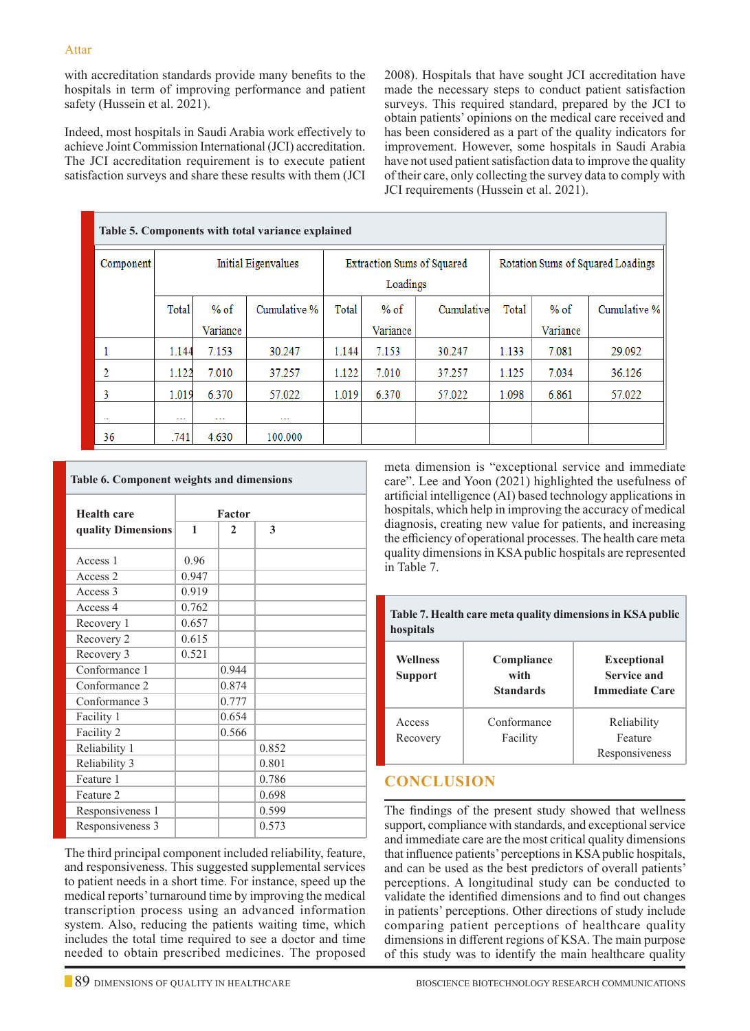with accreditation standards provide many benefits to the hospitals in term of improving performance and patient safety (Hussein et al. 2021).

Indeed, most hospitals in Saudi Arabia work effectively to achieve Joint Commission International (JCI) accreditation. The JCI accreditation requirement is to execute patient satisfaction surveys and share these results with them (JCI 2008). Hospitals that have sought JCI accreditation have made the necessary steps to conduct patient satisfaction surveys. This required standard, prepared by the JCI to obtain patients' opinions on the medical care received and has been considered as a part of the quality indicators for improvement. However, some hospitals in Saudi Arabia have not used patient satisfaction data to improve the quality of their care, only collecting the survey data to comply with JCI requirements (Hussein et al. 2021).

**Table 5. Components with total variance explained**

| Component | Initial Eigenvalues | | | Extraction Sums of Squared Loadings | | | Rotation Sums of Squared Loadings | | |
|---|---|---|---|---|---|---|---|---|---|
| | Total | % of Variance | Cumulative % | Total | % of Variance | Cumulative | Total | % of Variance | Cumulative % |
| 1 | 1.144 | 7.153 | 30.247 | 1.144 | 7.153 | 30.247 | 1.133 | 7.081 | 29.092 |
| 2 | 1.122 | 7.010 | 37.257 | 1.122 | 7.010 | 37.257 | 1.125 | 7.034 | 36.126 |
| 3 | 1.019 | 6.370 | 57.022 | 1.019 | 6.370 | 57.022 | 1.098 | 6.861 | 57.022 |
| .. | ... | ... | ... | | | | | | |
| 36 | .741 | 4.630 | 100.000 | | | | | | |

**Table 6. Component weights and dimensions**

| Health care quality Dimensions | Factor 1 | 2 | 3 |
|---|---|---|---|
| Access 1 | 0.96 | | |
| Access 2 | 0.947 | | |
| Access 3 | 0.919 | | |
| Access 4 | 0.762 | | |
| Recovery 1 | 0.657 | | |
| Recovery 2 | 0.615 | | |
| Recovery 3 | 0.521 | | |
| Conformance 1 | | 0.944 | |
| Conformance 2 | | 0.874 | |
| Conformance 3 | | 0.777 | |
| Facility 1 | | 0.654 | |
| Facility 2 | | 0.566 | |
| Reliability 1 | | | 0.852 |
| Reliability 3 | | | 0.801 |
| Feature 1 | | | 0.786 |
| Feature 2 | | | 0.698 |
| Responsiveness 1 | | | 0.599 |
| Responsiveness 3 | | | 0.573 |

The third principal component included reliability, feature, and responsiveness. This suggested supplemental services to patient needs in a short time. For instance, speed up the medical reports' turnaround time by improving the medical transcription process using an advanced information system. Also, reducing the patients waiting time, which includes the total time required to see a doctor and time needed to obtain prescribed medicines. The proposed meta dimension is "exceptional service and immediate care". Lee and Yoon (2021) highlighted the usefulness of artificial intelligence (AI) based technology applications in hospitals, which help in improving the accuracy of medical diagnosis, creating new value for patients, and increasing the efficiency of operational processes. The health care meta quality dimensions in KSA public hospitals are represented in Table 7.

**Table 7. Health care meta quality dimensions in KSA public hospitals**

| Wellness Support | Compliance with Standards | Exceptional Service and Immediate Care |
|---|---|---|
| Access<br>Recovery | Conformance<br>Facility | Reliability<br>Feature<br>Responsiveness |

## CONCLUSION

The findings of the present study showed that wellness support, compliance with standards, and exceptional service and immediate care are the most critical quality dimensions that influence patients' perceptions in KSA public hospitals, and can be used as the best predictors of overall patients' perceptions. A longitudinal study can be conducted to validate the identified dimensions and to find out changes in patients' perceptions. Other directions of study include comparing patient perceptions of healthcare quality dimensions in different regions of KSA. The main purpose of this study was to identify the main healthcare quality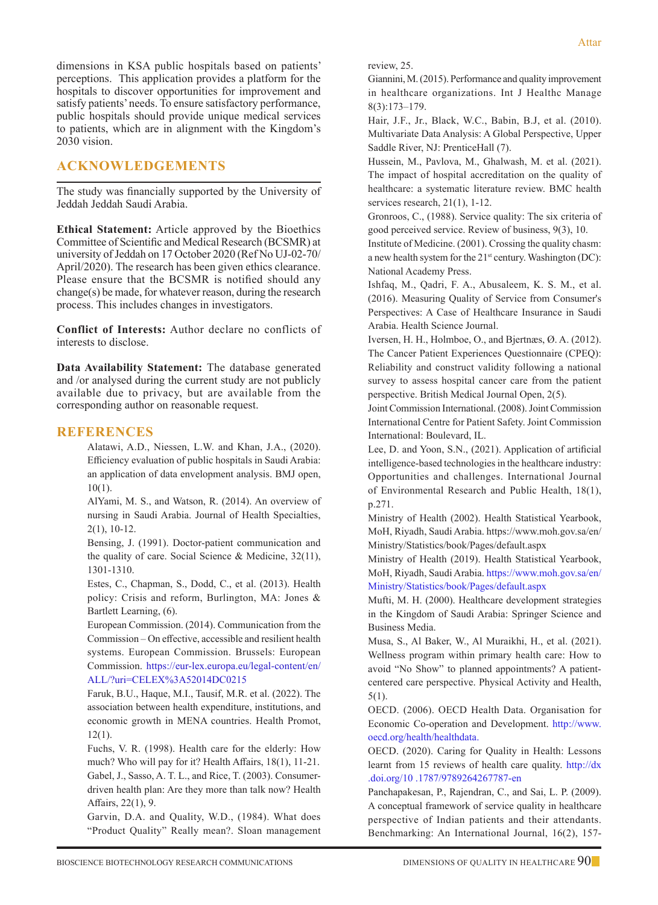dimensions in KSA public hospitals based on patients' perceptions. This application provides a platform for the hospitals to discover opportunities for improvement and satisfy patients' needs. To ensure satisfactory performance, public hospitals should provide unique medical services to patients, which are in alignment with the Kingdom's 2030 vision.

## ACKNOWLEDGEMENTS

The study was financially supported by the University of Jeddah Jeddah Saudi Arabia.

**Ethical Statement:** Article approved by the Bioethics Committee of Scientific and Medical Research (BCSMR) at university of Jeddah on 17 October 2020 (Ref No UJ-02-70/April/2020). The research has been given ethics clearance. Please ensure that the BCSMR is notified should any change(s) be made, for whatever reason, during the research process. This includes changes in investigators.

**Conflict of Interests:** Author declare no conflicts of interests to disclose.

**Data Availability Statement:** The database generated and /or analysed during the current study are not publicly available due to privacy, but are available from the corresponding author on reasonable request.

## REFERENCES

Alatawi, A.D., Niessen, L.W. and Khan, J.A., (2020). Efficiency evaluation of public hospitals in Saudi Arabia: an application of data envelopment analysis. BMJ open, 10(1).

AlYami, M. S., and Watson, R. (2014). An overview of nursing in Saudi Arabia. Journal of Health Specialties, 2(1), 10-12.

Bensing, J. (1991). Doctor-patient communication and the quality of care. Social Science & Medicine, 32(11), 1301-1310.

Estes, C., Chapman, S., Dodd, C., et al. (2013). Health policy: Crisis and reform, Burlington, MA: Jones & Bartlett Learning, (6).

European Commission. (2014). Communication from the Commission – On effective, accessible and resilient health systems. European Commission. Brussels: European Commission. https://eur-lex.europa.eu/legal-content/en/ALL/?uri=CELEX%3A52014DC0215

Faruk, B.U., Haque, M.I., Tausif, M.R. et al. (2022). The association between health expenditure, institutions, and economic growth in MENA countries. Health Promot, 12(1).

Fuchs, V. R. (1998). Health care for the elderly: How much? Who will pay for it? Health Affairs, 18(1), 11-21.

Gabel, J., Sasso, A. T. L., and Rice, T. (2003). Consumer-driven health plan: Are they more than talk now? Health Affairs, 22(1), 9.

Garvin, D.A. and Quality, W.D., (1984). What does "Product Quality" Really mean?. Sloan management review, 25.

Giannini, M. (2015). Performance and quality improvement in healthcare organizations. Int J Healthc Manage 8(3):173–179.

Hair, J.F., Jr., Black, W.C., Babin, B.J, et al. (2010). Multivariate Data Analysis: A Global Perspective, Upper Saddle River, NJ: PrenticeHall (7).

Hussein, M., Pavlova, M., Ghalwash, M. et al. (2021). The impact of hospital accreditation on the quality of healthcare: a systematic literature review. BMC health services research, 21(1), 1-12.

Gronroos, C., (1988). Service quality: The six criteria of good perceived service. Review of business, 9(3), 10.

Institute of Medicine. (2001). Crossing the quality chasm: a new health system for the 21st century. Washington (DC): National Academy Press.

Ishfaq, M., Qadri, F. A., Abusaleem, K. S. M., et al. (2016). Measuring Quality of Service from Consumer's Perspectives: A Case of Healthcare Insurance in Saudi Arabia. Health Science Journal.

Iversen, H. H., Holmboe, O., and Bjertnæs, Ø. A. (2012). The Cancer Patient Experiences Questionnaire (CPEQ): Reliability and construct validity following a national survey to assess hospital cancer care from the patient perspective. British Medical Journal Open, 2(5).

Joint Commission International. (2008). Joint Commission International Centre for Patient Safety. Joint Commission International: Boulevard, IL.

Lee, D. and Yoon, S.N., (2021). Application of artificial intelligence-based technologies in the healthcare industry: Opportunities and challenges. International Journal of Environmental Research and Public Health, 18(1), p.271.

Ministry of Health (2002). Health Statistical Yearbook, MoH, Riyadh, Saudi Arabia. https://www.moh.gov.sa/en/Ministry/Statistics/book/Pages/default.aspx

Ministry of Health (2019). Health Statistical Yearbook, MoH, Riyadh, Saudi Arabia. https://www.moh.gov.sa/en/Ministry/Statistics/book/Pages/default.aspx

Mufti, M. H. (2000). Healthcare development strategies in the Kingdom of Saudi Arabia: Springer Science and Business Media.

Musa, S., Al Baker, W., Al Muraikhi, H., et al. (2021). Wellness program within primary health care: How to avoid "No Show" to planned appointments? A patient-centered care perspective. Physical Activity and Health, 5(1).

OECD. (2006). OECD Health Data. Organisation for Economic Co-operation and Development. http://www.oecd.org/health/healthdata.

OECD. (2020). Caring for Quality in Health: Lessons learnt from 15 reviews of health care quality. http://dx.doi.org/10.1787/9789264267787-en

Panchapakesan, P., Rajendran, C., and Sai, L. P. (2009). A conceptual framework of service quality in healthcare perspective of Indian patients and their attendants. Benchmarking: An International Journal, 16(2), 157-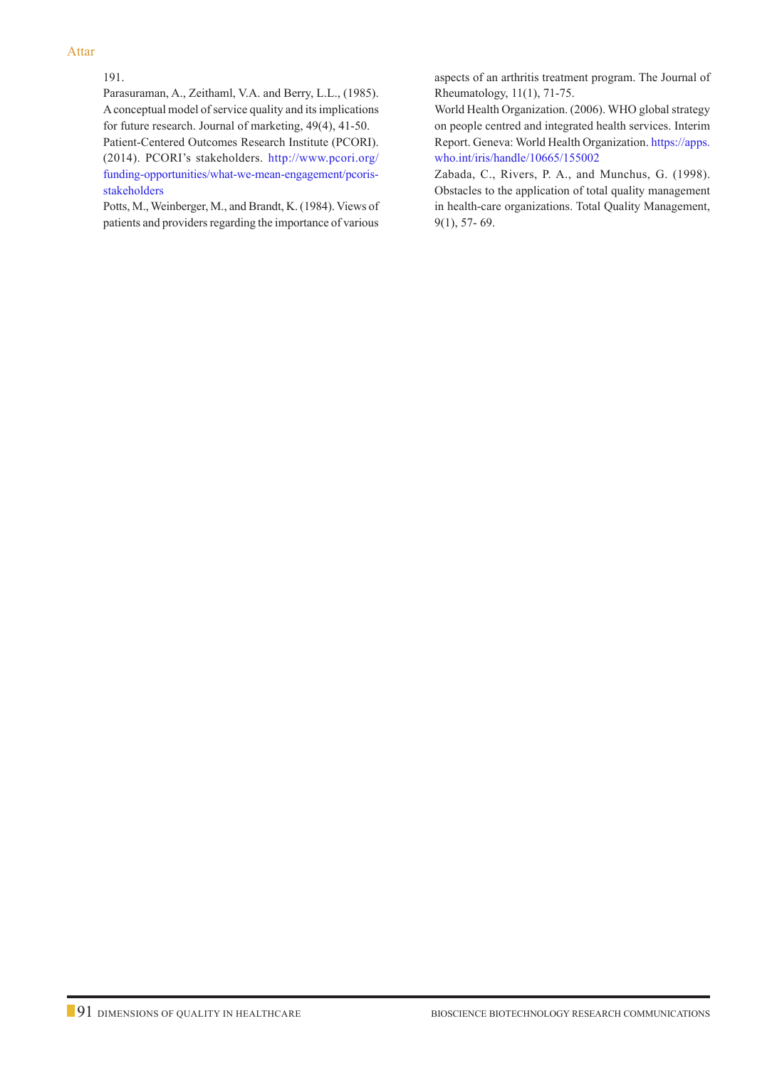191.

Parasuraman, A., Zeithaml, V.A. and Berry, L.L., (1985). A conceptual model of service quality and its implications for future research. Journal of marketing, 49(4), 41-50.

Patient-Centered Outcomes Research Institute (PCORI). (2014). PCORI's stakeholders. http://www.pcori.org/funding-opportunities/what-we-mean-engagement/pcoris-stakeholders

Potts, M., Weinberger, M., and Brandt, K. (1984). Views of patients and providers regarding the importance of various aspects of an arthritis treatment program. The Journal of Rheumatology, 11(1), 71-75.

World Health Organization. (2006). WHO global strategy on people centred and integrated health services. Interim Report. Geneva: World Health Organization. https://apps.who.int/iris/handle/10665/155002

Zabada, C., Rivers, P. A., and Munchus, G. (1998). Obstacles to the application of total quality management in health-care organizations. Total Quality Management, 9(1), 57- 69.